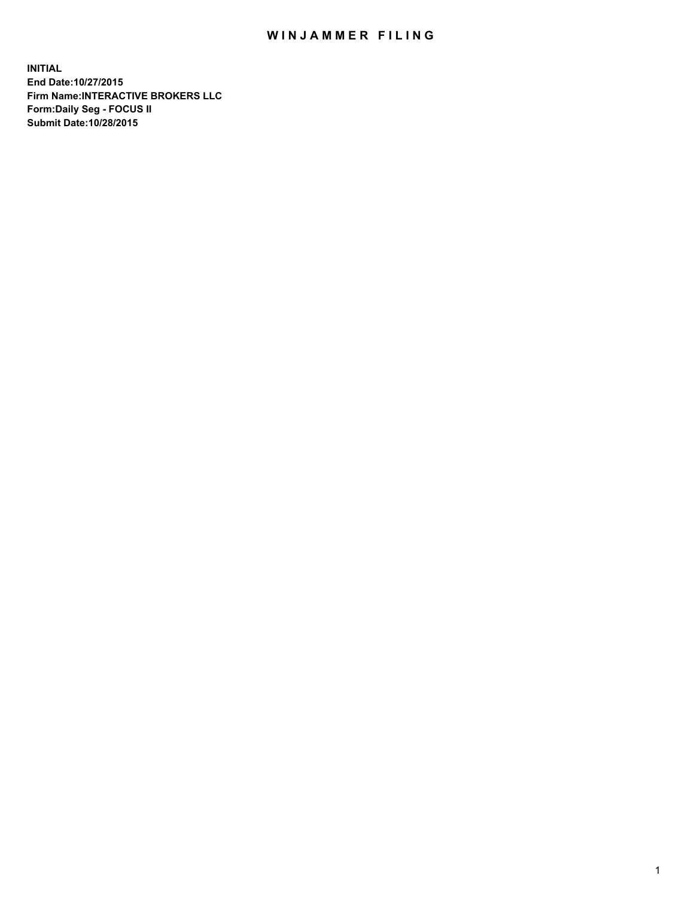# WINJAMMER FILING

**INITIAL**
**End Date:10/27/2015**
**Firm Name:INTERACTIVE BROKERS LLC**
**Form:Daily Seg - FOCUS II**
**Submit Date:10/28/2015**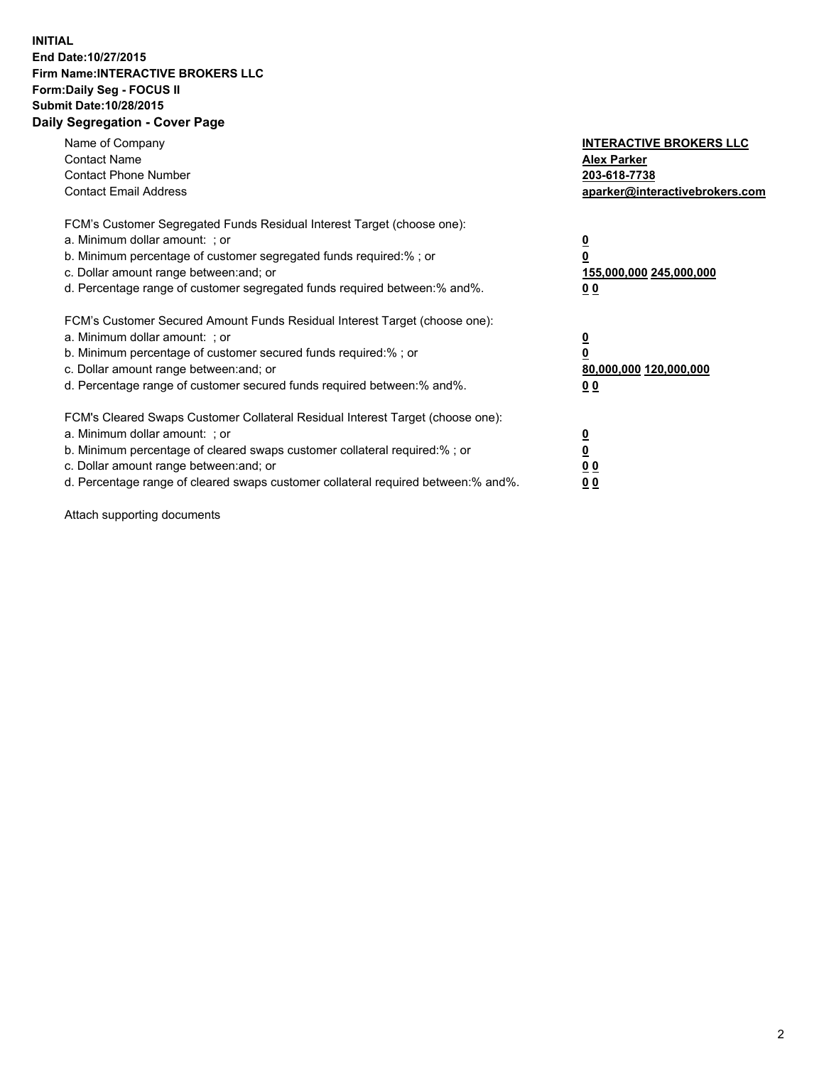**INITIAL**
**End Date:10/27/2015**
**Firm Name:INTERACTIVE BROKERS LLC**
**Form:Daily Seg - FOCUS II**
**Submit Date:10/28/2015**
**Daily Segregation - Cover Page**

| | |
|---|---|
| Name of Company | **INTERACTIVE BROKERS LLC** |
| Contact Name | **Alex Parker** |
| Contact Phone Number | **203-618-7738** |
| Contact Email Address | **aparker@interactivebrokers.com** |

FCM's Customer Segregated Funds Residual Interest Target (choose one):

| | |
|---|---|
| a. Minimum dollar amount: ; or | **0** |
| b. Minimum percentage of customer segregated funds required:% ; or | **0** |
| c. Dollar amount range between:and; or | **155,000,000 245,000,000** |
| d. Percentage range of customer segregated funds required between:% and%. | **0 0** |

FCM's Customer Secured Amount Funds Residual Interest Target (choose one):

| | |
|---|---|
| a. Minimum dollar amount: ; or | **0** |
| b. Minimum percentage of customer secured funds required:% ; or | **0** |
| c. Dollar amount range between:and; or | **80,000,000 120,000,000** |
| d. Percentage range of customer secured funds required between:% and%. | **0 0** |

FCM's Cleared Swaps Customer Collateral Residual Interest Target (choose one):

| | |
|---|---|
| a. Minimum dollar amount: ; or | **0** |
| b. Minimum percentage of cleared swaps customer collateral required:% ; or | **0** |
| c. Dollar amount range between:and; or | **0 0** |
| d. Percentage range of cleared swaps customer collateral required between:% and%. | **0 0** |

Attach supporting documents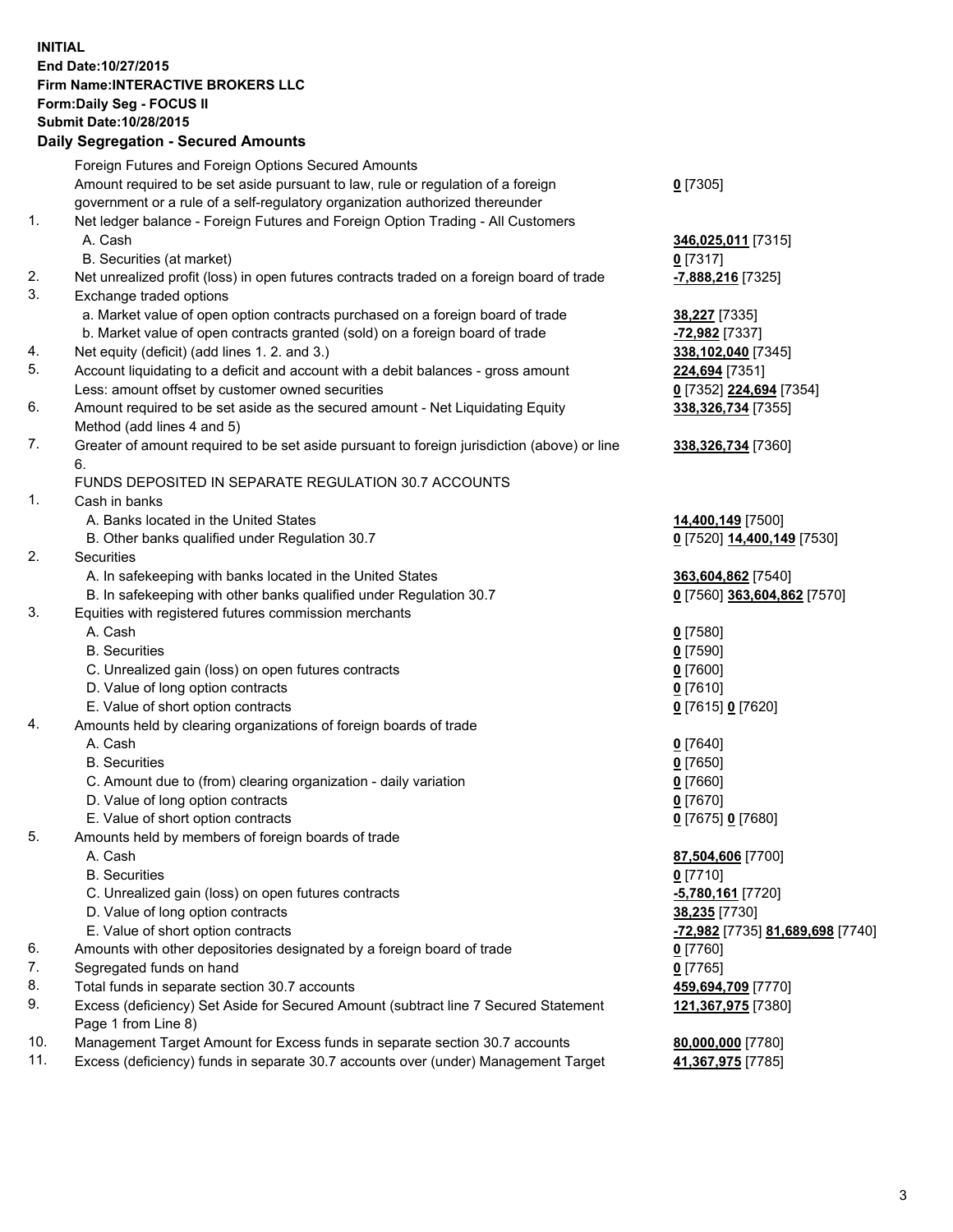**INITIAL**
**End Date:10/27/2015**
**Firm Name:INTERACTIVE BROKERS LLC**
**Form:Daily Seg - FOCUS II**
**Submit Date:10/28/2015**

### Daily Segregation - Secured Amounts

| | | |
|---|---|---|
| | Foreign Futures and Foreign Options Secured Amounts | |
| | Amount required to be set aside pursuant to law, rule or regulation of a foreign government or a rule of a self-regulatory organization authorized thereunder | **0** [7305] |
| 1. | Net ledger balance - Foreign Futures and Foreign Option Trading - All Customers | |
| | A. Cash | **346,025,011** [7315] |
| | B. Securities (at market) | **0** [7317] |
| 2. | Net unrealized profit (loss) in open futures contracts traded on a foreign board of trade | **-7,888,216** [7325] |
| 3. | Exchange traded options | |
| | a. Market value of open option contracts purchased on a foreign board of trade | **38,227** [7335] |
| | b. Market value of open contracts granted (sold) on a foreign board of trade | **-72,982** [7337] |
| 4. | Net equity (deficit) (add lines 1. 2. and 3.) | **338,102,040** [7345] |
| 5. | Account liquidating to a deficit and account with a debit balances - gross amount | **224,694** [7351] |
| | Less: amount offset by customer owned securities | **0** [7352] **224,694** [7354] |
| 6. | Amount required to be set aside as the secured amount - Net Liquidating Equity Method (add lines 4 and 5) | **338,326,734** [7355] |
| 7. | Greater of amount required to be set aside pursuant to foreign jurisdiction (above) or line 6. | **338,326,734** [7360] |
| | FUNDS DEPOSITED IN SEPARATE REGULATION 30.7 ACCOUNTS | |
| 1. | Cash in banks | |
| | A. Banks located in the United States | **14,400,149** [7500] |
| | B. Other banks qualified under Regulation 30.7 | **0** [7520] **14,400,149** [7530] |
| 2. | Securities | |
| | A. In safekeeping with banks located in the United States | **363,604,862** [7540] |
| | B. In safekeeping with other banks qualified under Regulation 30.7 | **0** [7560] **363,604,862** [7570] |
| 3. | Equities with registered futures commission merchants | |
| | A. Cash | **0** [7580] |
| | B. Securities | **0** [7590] |
| | C. Unrealized gain (loss) on open futures contracts | **0** [7600] |
| | D. Value of long option contracts | **0** [7610] |
| | E. Value of short option contracts | **0** [7615] **0** [7620] |
| 4. | Amounts held by clearing organizations of foreign boards of trade | |
| | A. Cash | **0** [7640] |
| | B. Securities | **0** [7650] |
| | C. Amount due to (from) clearing organization - daily variation | **0** [7660] |
| | D. Value of long option contracts | **0** [7670] |
| | E. Value of short option contracts | **0** [7675] **0** [7680] |
| 5. | Amounts held by members of foreign boards of trade | |
| | A. Cash | **87,504,606** [7700] |
| | B. Securities | **0** [7710] |
| | C. Unrealized gain (loss) on open futures contracts | **-5,780,161** [7720] |
| | D. Value of long option contracts | **38,235** [7730] |
| | E. Value of short option contracts | **-72,982** [7735] **81,689,698** [7740] |
| 6. | Amounts with other depositories designated by a foreign board of trade | **0** [7760] |
| 7. | Segregated funds on hand | **0** [7765] |
| 8. | Total funds in separate section 30.7 accounts | **459,694,709** [7770] |
| 9. | Excess (deficiency) Set Aside for Secured Amount (subtract line 7 Secured Statement Page 1 from Line 8) | **121,367,975** [7380] |
| 10. | Management Target Amount for Excess funds in separate section 30.7 accounts | **80,000,000** [7780] |
| 11. | Excess (deficiency) funds in separate 30.7 accounts over (under) Management Target | **41,367,975** [7785] |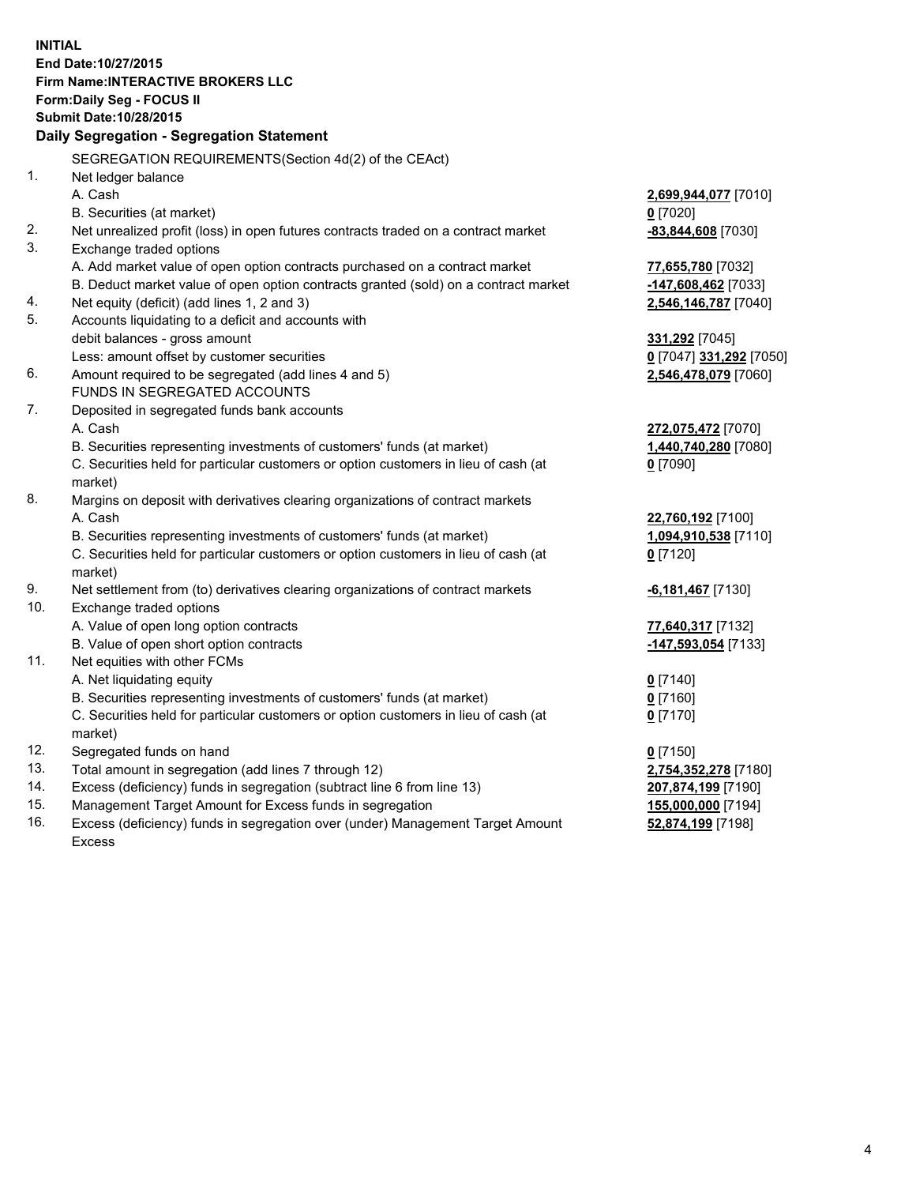**INITIAL**
**End Date:10/27/2015**
**Firm Name:INTERACTIVE BROKERS LLC**
**Form:Daily Seg - FOCUS II**
**Submit Date:10/28/2015**

**Daily Segregation - Segregation Statement**

| | | |
|---|---|---|
| | SEGREGATION REQUIREMENTS(Section 4d(2) of the CEAct) | |
| 1. | Net ledger balance | |
| | A. Cash | **2,699,944,077** [7010] |
| | B. Securities (at market) | **0** [7020] |
| 2. | Net unrealized profit (loss) in open futures contracts traded on a contract market | **-83,844,608** [7030] |
| 3. | Exchange traded options | |
| | A. Add market value of open option contracts purchased on a contract market | **77,655,780** [7032] |
| | B. Deduct market value of open option contracts granted (sold) on a contract market | **-147,608,462** [7033] |
| 4. | Net equity (deficit) (add lines 1, 2 and 3) | **2,546,146,787** [7040] |
| 5. | Accounts liquidating to a deficit and accounts with debit balances - gross amount | **331,292** [7045] |
| | Less: amount offset by customer securities | **0** [7047] **331,292** [7050] |
| 6. | Amount required to be segregated (add lines 4 and 5) | **2,546,478,079** [7060] |
| | FUNDS IN SEGREGATED ACCOUNTS | |
| 7. | Deposited in segregated funds bank accounts | |
| | A. Cash | **272,075,472** [7070] |
| | B. Securities representing investments of customers' funds (at market) | **1,440,740,280** [7080] |
| | C. Securities held for particular customers or option customers in lieu of cash (at market) | **0** [7090] |
| 8. | Margins on deposit with derivatives clearing organizations of contract markets | |
| | A. Cash | **22,760,192** [7100] |
| | B. Securities representing investments of customers' funds (at market) | **1,094,910,538** [7110] |
| | C. Securities held for particular customers or option customers in lieu of cash (at market) | **0** [7120] |
| 9. | Net settlement from (to) derivatives clearing organizations of contract markets | **-6,181,467** [7130] |
| 10. | Exchange traded options | |
| | A. Value of open long option contracts | **77,640,317** [7132] |
| | B. Value of open short option contracts | **-147,593,054** [7133] |
| 11. | Net equities with other FCMs | |
| | A. Net liquidating equity | **0** [7140] |
| | B. Securities representing investments of customers' funds (at market) | **0** [7160] |
| | C. Securities held for particular customers or option customers in lieu of cash (at market) | **0** [7170] |
| 12. | Segregated funds on hand | **0** [7150] |
| 13. | Total amount in segregation (add lines 7 through 12) | **2,754,352,278** [7180] |
| 14. | Excess (deficiency) funds in segregation (subtract line 6 from line 13) | **207,874,199** [7190] |
| 15. | Management Target Amount for Excess funds in segregation | **155,000,000** [7194] |
| 16. | Excess (deficiency) funds in segregation over (under) Management Target Amount Excess | **52,874,199** [7198] |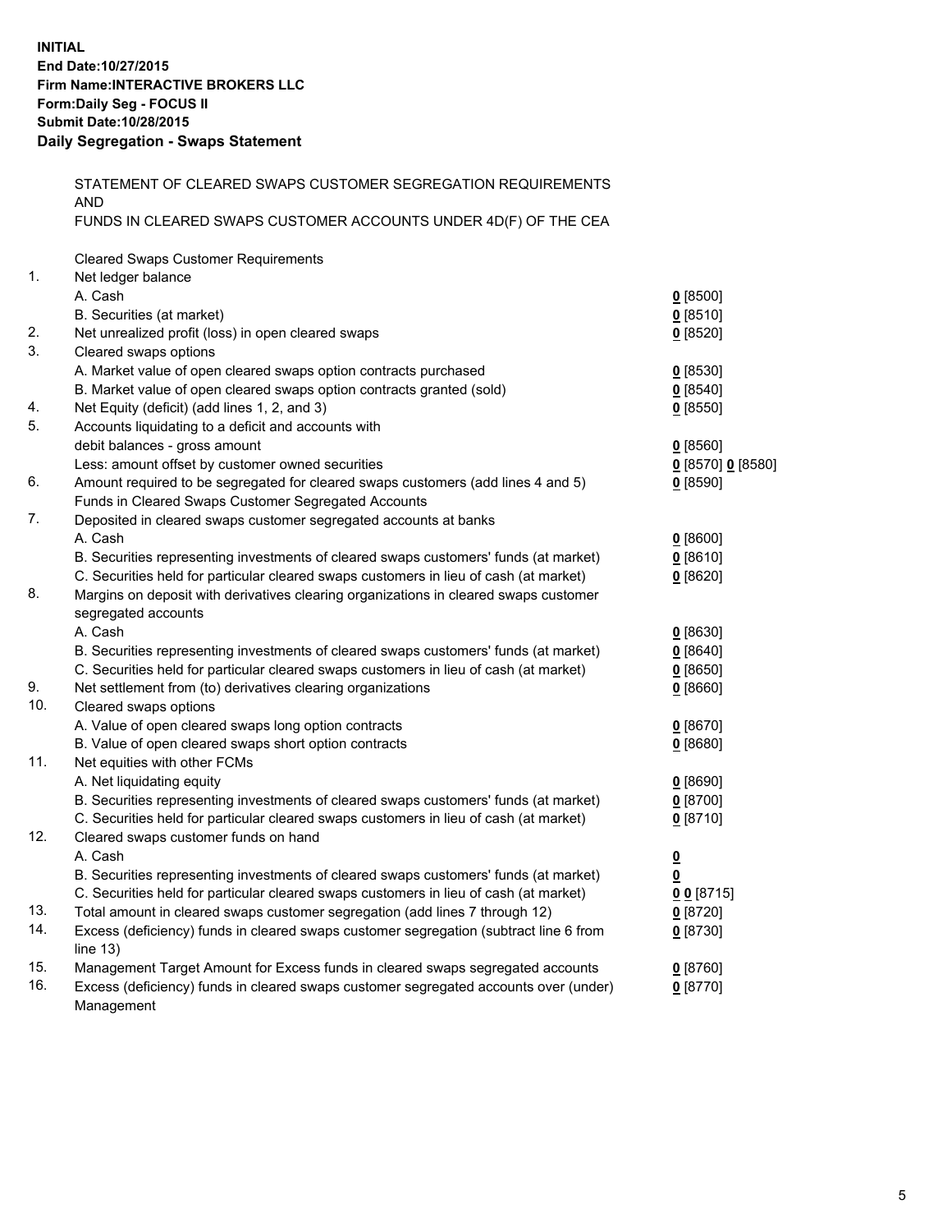**INITIAL**
**End Date:10/27/2015**
**Firm Name:INTERACTIVE BROKERS LLC**
**Form:Daily Seg - FOCUS II**
**Submit Date:10/28/2015**
**Daily Segregation - Swaps Statement**

STATEMENT OF CLEARED SWAPS CUSTOMER SEGREGATION REQUIREMENTS AND FUNDS IN CLEARED SWAPS CUSTOMER ACCOUNTS UNDER 4D(F) OF THE CEA

| | | |
|---|---|---|
| | Cleared Swaps Customer Requirements | |
| 1. | Net ledger balance | |
| | A. Cash | 0 [8500] |
| | B. Securities (at market) | 0 [8510] |
| 2. | Net unrealized profit (loss) in open cleared swaps | 0 [8520] |
| 3. | Cleared swaps options | |
| | A. Market value of open cleared swaps option contracts purchased | 0 [8530] |
| | B. Market value of open cleared swaps option contracts granted (sold) | 0 [8540] |
| 4. | Net Equity (deficit) (add lines 1, 2, and 3) | 0 [8550] |
| 5. | Accounts liquidating to a deficit and accounts with debit balances - gross amount | 0 [8560] |
| | Less: amount offset by customer owned securities | 0 [8570] 0 [8580] |
| 6. | Amount required to be segregated for cleared swaps customers (add lines 4 and 5) | 0 [8590] |
| | Funds in Cleared Swaps Customer Segregated Accounts | |
| 7. | Deposited in cleared swaps customer segregated accounts at banks | |
| | A. Cash | 0 [8600] |
| | B. Securities representing investments of cleared swaps customers' funds (at market) | 0 [8610] |
| | C. Securities held for particular cleared swaps customers in lieu of cash (at market) | 0 [8620] |
| 8. | Margins on deposit with derivatives clearing organizations in cleared swaps customer segregated accounts | |
| | A. Cash | 0 [8630] |
| | B. Securities representing investments of cleared swaps customers' funds (at market) | 0 [8640] |
| | C. Securities held for particular cleared swaps customers in lieu of cash (at market) | 0 [8650] |
| 9. | Net settlement from (to) derivatives clearing organizations | 0 [8660] |
| 10. | Cleared swaps options | |
| | A. Value of open cleared swaps long option contracts | 0 [8670] |
| | B. Value of open cleared swaps short option contracts | 0 [8680] |
| 11. | Net equities with other FCMs | |
| | A. Net liquidating equity | 0 [8690] |
| | B. Securities representing investments of cleared swaps customers' funds (at market) | 0 [8700] |
| | C. Securities held for particular cleared swaps customers in lieu of cash (at market) | 0 [8710] |
| 12. | Cleared swaps customer funds on hand | |
| | A. Cash | 0 |
| | B. Securities representing investments of cleared swaps customers' funds (at market) | 0 |
| | C. Securities held for particular cleared swaps customers in lieu of cash (at market) | 0 0 [8715] |
| 13. | Total amount in cleared swaps customer segregation (add lines 7 through 12) | 0 [8720] |
| 14. | Excess (deficiency) funds in cleared swaps customer segregation (subtract line 6 from line 13) | 0 [8730] |
| 15. | Management Target Amount for Excess funds in cleared swaps segregated accounts | 0 [8760] |
| 16. | Excess (deficiency) funds in cleared swaps customer segregated accounts over (under) Management | 0 [8770] |